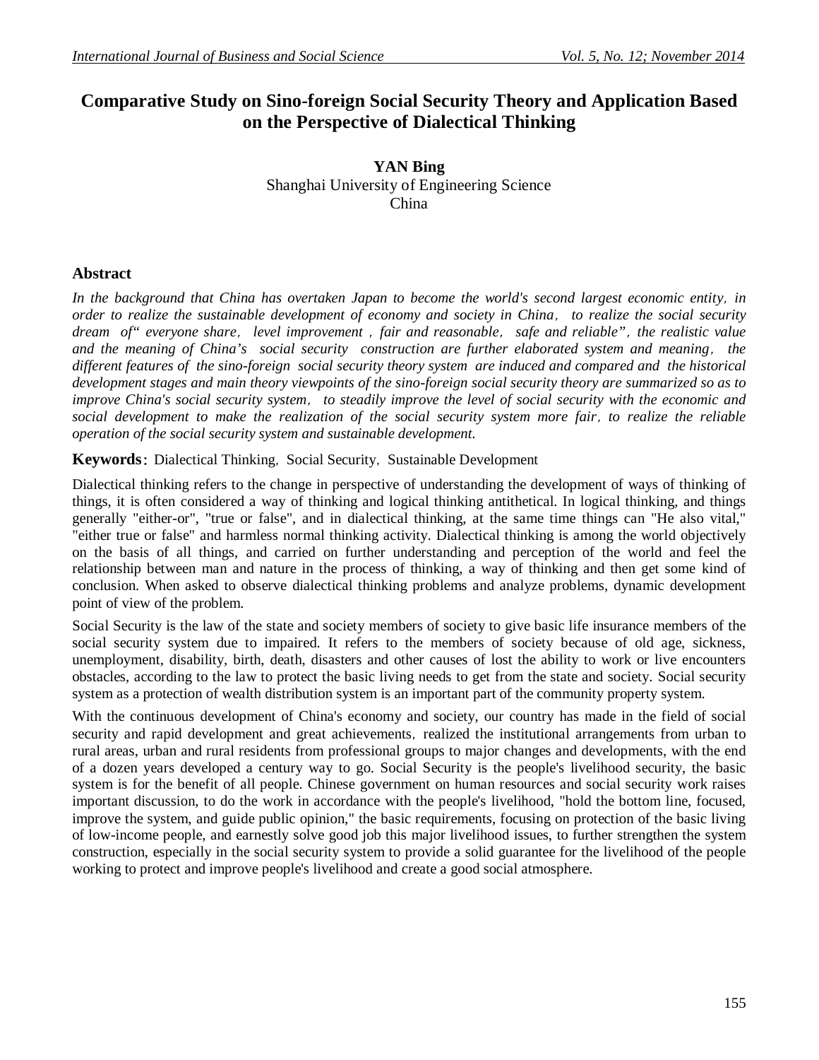# Comparative Study on Sino-foreign Social Security Theory and Application Based on the Perspective of Dialectical Thinking

**YAN Bing**
Shanghai University of Engineering Science
China

## Abstract

*In the background that China has overtaken Japan to become the world's second largest economic entity, in order to realize the sustainable development of economy and society in China, to realize the social security dream of" everyone share, level improvement , fair and reasonable, safe and reliable", the realistic value and the meaning of China's social security construction are further elaborated system and meaning, the different features of the sino-foreign social security theory system are induced and compared and the historical development stages and main theory viewpoints of the sino-foreign social security theory are summarized so as to improve China's social security system, to steadily improve the level of social security with the economic and social development to make the realization of the social security system more fair, to realize the reliable operation of the social security system and sustainable development.*

**Keywords**: Dialectical Thinking, Social Security, Sustainable Development

Dialectical thinking refers to the change in perspective of understanding the development of ways of thinking of things, it is often considered a way of thinking and logical thinking antithetical. In logical thinking, and things generally "either-or", "true or false", and in dialectical thinking, at the same time things can "He also vital," "either true or false" and harmless normal thinking activity. Dialectical thinking is among the world objectively on the basis of all things, and carried on further understanding and perception of the world and feel the relationship between man and nature in the process of thinking, a way of thinking and then get some kind of conclusion. When asked to observe dialectical thinking problems and analyze problems, dynamic development point of view of the problem.

Social Security is the law of the state and society members of society to give basic life insurance members of the social security system due to impaired. It refers to the members of society because of old age, sickness, unemployment, disability, birth, death, disasters and other causes of lost the ability to work or live encounters obstacles, according to the law to protect the basic living needs to get from the state and society. Social security system as a protection of wealth distribution system is an important part of the community property system.

With the continuous development of China's economy and society, our country has made in the field of social security and rapid development and great achievements, realized the institutional arrangements from urban to rural areas, urban and rural residents from professional groups to major changes and developments, with the end of a dozen years developed a century way to go. Social Security is the people's livelihood security, the basic system is for the benefit of all people. Chinese government on human resources and social security work raises important discussion, to do the work in accordance with the people's livelihood, "hold the bottom line, focused, improve the system, and guide public opinion," the basic requirements, focusing on protection of the basic living of low-income people, and earnestly solve good job this major livelihood issues, to further strengthen the system construction, especially in the social security system to provide a solid guarantee for the livelihood of the people working to protect and improve people's livelihood and create a good social atmosphere.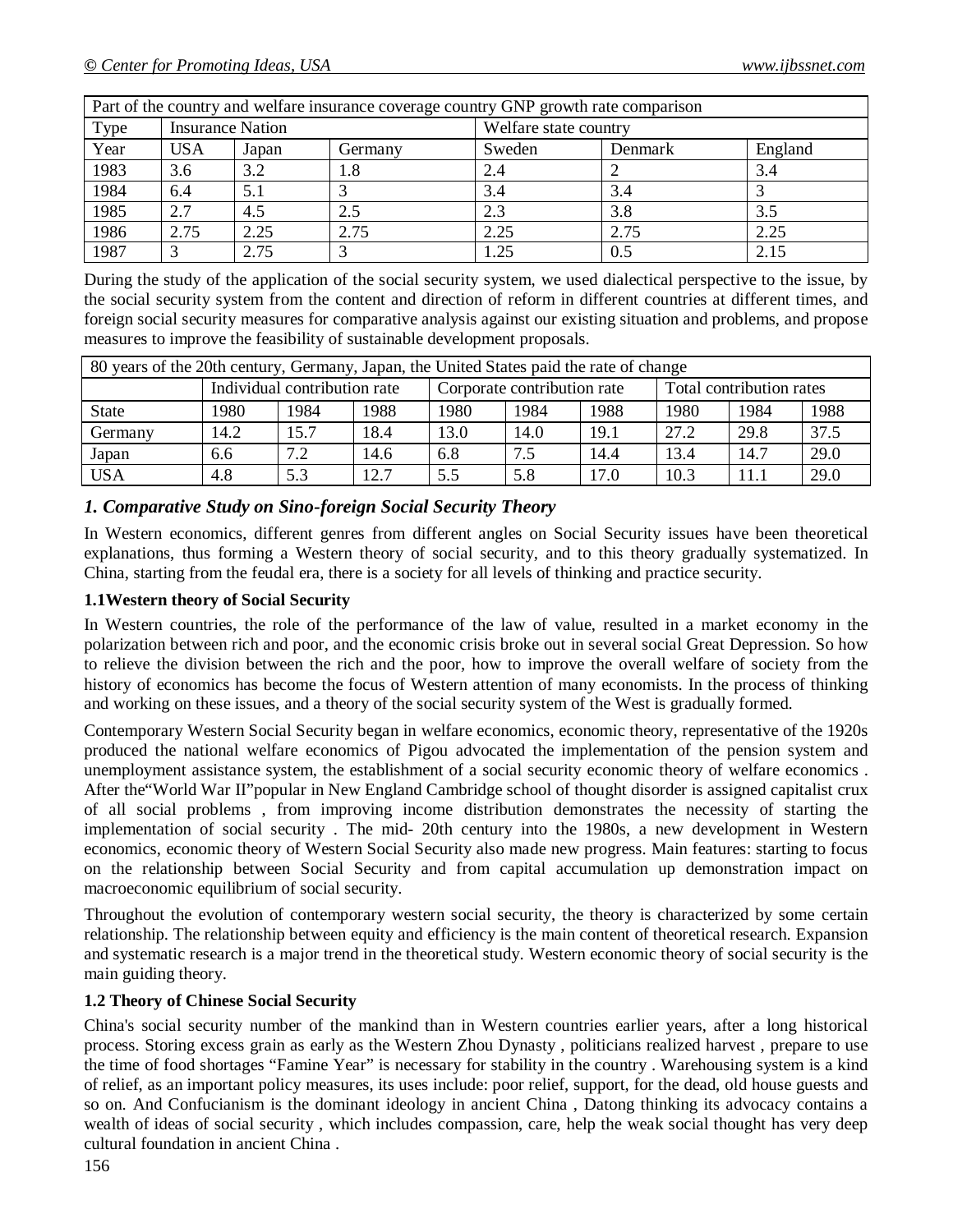| Part of the country and welfare insurance coverage country GNP growth rate comparison | | | | | | |
|---|---|---|---|---|---|---|
| Type | Insurance Nation | | | Welfare state country | | |
| Year | USA | Japan | Germany | Sweden | Denmark | England |
| 1983 | 3.6 | 3.2 | 1.8 | 2.4 | 2 | 3.4 |
| 1984 | 6.4 | 5.1 | 3 | 3.4 | 3.4 | 3 |
| 1985 | 2.7 | 4.5 | 2.5 | 2.3 | 3.8 | 3.5 |
| 1986 | 2.75 | 2.25 | 2.75 | 2.25 | 2.75 | 2.25 |
| 1987 | 3 | 2.75 | 3 | 1.25 | 0.5 | 2.15 |

During the study of the application of the social security system, we used dialectical perspective to the issue, by the social security system from the content and direction of reform in different countries at different times, and foreign social security measures for comparative analysis against our existing situation and problems, and propose measures to improve the feasibility of sustainable development proposals.

| 80 years of the 20th century, Germany, Japan, the United States paid the rate of change | | | | | | | | | |
|---|---|---|---|---|---|---|---|---|---|
| | Individual contribution rate | | | Corporate contribution rate | | | Total contribution rates | | |
| State | 1980 | 1984 | 1988 | 1980 | 1984 | 1988 | 1980 | 1984 | 1988 |
| Germany | 14.2 | 15.7 | 18.4 | 13.0 | 14.0 | 19.1 | 27.2 | 29.8 | 37.5 |
| Japan | 6.6 | 7.2 | 14.6 | 6.8 | 7.5 | 14.4 | 13.4 | 14.7 | 29.0 |
| USA | 4.8 | 5.3 | 12.7 | 5.5 | 5.8 | 17.0 | 10.3 | 11.1 | 29.0 |

## *1. Comparative Study on Sino-foreign Social Security Theory*

In Western economics, different genres from different angles on Social Security issues have been theoretical explanations, thus forming a Western theory of social security, and to this theory gradually systematized. In China, starting from the feudal era, there is a society for all levels of thinking and practice security.

### 1.1Western theory of Social Security

In Western countries, the role of the performance of the law of value, resulted in a market economy in the polarization between rich and poor, and the economic crisis broke out in several social Great Depression. So how to relieve the division between the rich and the poor, how to improve the overall welfare of society from the history of economics has become the focus of Western attention of many economists. In the process of thinking and working on these issues, and a theory of the social security system of the West is gradually formed.

Contemporary Western Social Security began in welfare economics, economic theory, representative of the 1920s produced the national welfare economics of Pigou advocated the implementation of the pension system and unemployment assistance system, the establishment of a social security economic theory of welfare economics . After the"World War II"popular in New England Cambridge school of thought disorder is assigned capitalist crux of all social problems , from improving income distribution demonstrates the necessity of starting the implementation of social security . The mid- 20th century into the 1980s, a new development in Western economics, economic theory of Western Social Security also made new progress. Main features: starting to focus on the relationship between Social Security and from capital accumulation up demonstration impact on macroeconomic equilibrium of social security.

Throughout the evolution of contemporary western social security, the theory is characterized by some certain relationship. The relationship between equity and efficiency is the main content of theoretical research. Expansion and systematic research is a major trend in the theoretical study. Western economic theory of social security is the main guiding theory.

### 1.2 Theory of Chinese Social Security

China's social security number of the mankind than in Western countries earlier years, after a long historical process. Storing excess grain as early as the Western Zhou Dynasty , politicians realized harvest , prepare to use the time of food shortages "Famine Year" is necessary for stability in the country . Warehousing system is a kind of relief, as an important policy measures, its uses include: poor relief, support, for the dead, old house guests and so on. And Confucianism is the dominant ideology in ancient China , Datong thinking its advocacy contains a wealth of ideas of social security , which includes compassion, care, help the weak social thought has very deep cultural foundation in ancient China .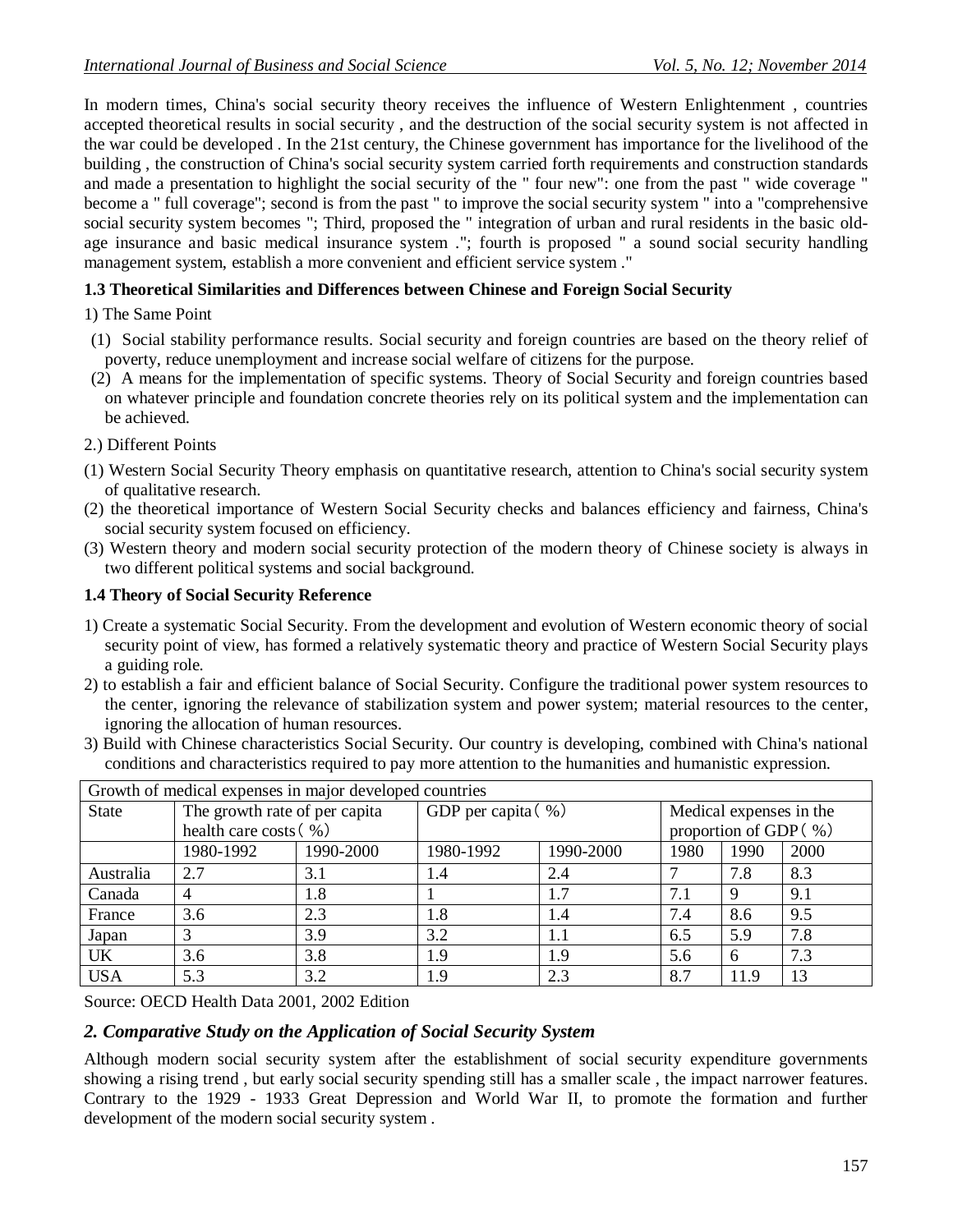In modern times, China's social security theory receives the influence of Western Enlightenment , countries accepted theoretical results in social security , and the destruction of the social security system is not affected in the war could be developed . In the 21st century, the Chinese government has importance for the livelihood of the building , the construction of China's social security system carried forth requirements and construction standards and made a presentation to highlight the social security of the " four new": one from the past " wide coverage " become a " full coverage"; second is from the past " to improve the social security system " into a "comprehensive social security system becomes "; Third, proposed the " integration of urban and rural residents in the basic old-age insurance and basic medical insurance system ."; fourth is proposed " a sound social security handling management system, establish a more convenient and efficient service system ."

### 1.3 Theoretical Similarities and Differences between Chinese and Foreign Social Security

1) The Same Point

(1) Social stability performance results. Social security and foreign countries are based on the theory relief of poverty, reduce unemployment and increase social welfare of citizens for the purpose.

(2) A means for the implementation of specific systems. Theory of Social Security and foreign countries based on whatever principle and foundation concrete theories rely on its political system and the implementation can be achieved.

2.) Different Points

(1) Western Social Security Theory emphasis on quantitative research, attention to China's social security system of qualitative research.

(2) the theoretical importance of Western Social Security checks and balances efficiency and fairness, China's social security system focused on efficiency.

(3) Western theory and modern social security protection of the modern theory of Chinese society is always in two different political systems and social background.

### 1.4 Theory of Social Security Reference

1) Create a systematic Social Security. From the development and evolution of Western economic theory of social security point of view, has formed a relatively systematic theory and practice of Western Social Security plays a guiding role.

2) to establish a fair and efficient balance of Social Security. Configure the traditional power system resources to the center, ignoring the relevance of stabilization system and power system; material resources to the center, ignoring the allocation of human resources.

3) Build with Chinese characteristics Social Security. Our country is developing, combined with China's national conditions and characteristics required to pay more attention to the humanities and humanistic expression.

| Growth of medical expenses in major developed countries | | | | | | | |
|---|---|---|---|---|---|---|---|
| State | The growth rate of per capita health care costs（%） | | GDP per capita（%） | | Medical expenses in the proportion of GDP（%） | | |
| | 1980-1992 | 1990-2000 | 1980-1992 | 1990-2000 | 1980 | 1990 | 2000 |
| Australia | 2.7 | 3.1 | 1.4 | 2.4 | 7 | 7.8 | 8.3 |
| Canada | 4 | 1.8 | 1 | 1.7 | 7.1 | 9 | 9.1 |
| France | 3.6 | 2.3 | 1.8 | 1.4 | 7.4 | 8.6 | 9.5 |
| Japan | 3 | 3.9 | 3.2 | 1.1 | 6.5 | 5.9 | 7.8 |
| UK | 3.6 | 3.8 | 1.9 | 1.9 | 5.6 | 6 | 7.3 |
| USA | 5.3 | 3.2 | 1.9 | 2.3 | 8.7 | 11.9 | 13 |

Source: OECD Health Data 2001, 2002 Edition

## *2. Comparative Study on the Application of Social Security System*

Although modern social security system after the establishment of social security expenditure governments showing a rising trend , but early social security spending still has a smaller scale , the impact narrower features. Contrary to the 1929 - 1933 Great Depression and World War II, to promote the formation and further development of the modern social security system .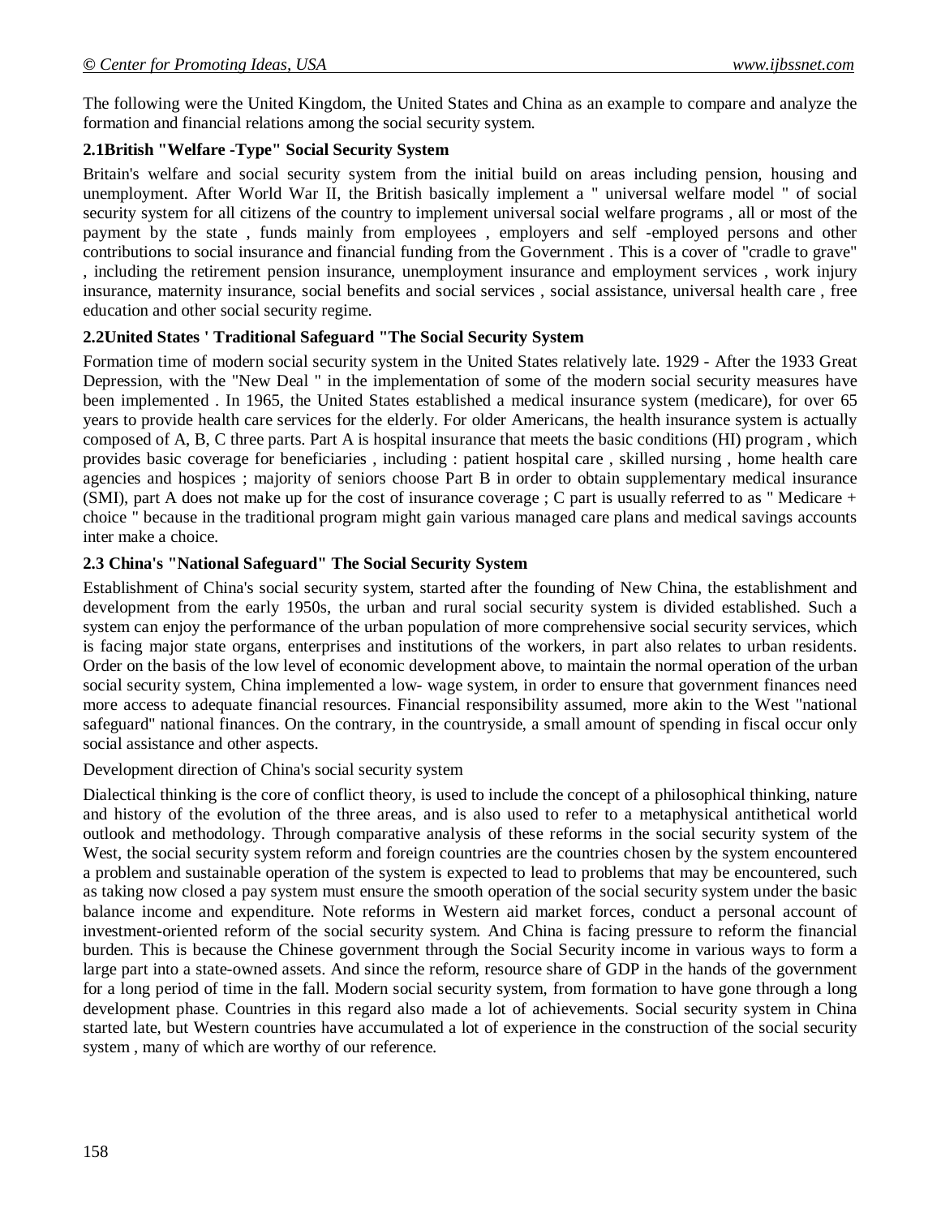The following were the United Kingdom, the United States and China as an example to compare and analyze the formation and financial relations among the social security system.

### 2.1British "Welfare -Type" Social Security System

Britain's welfare and social security system from the initial build on areas including pension, housing and unemployment. After World War II, the British basically implement a " universal welfare model " of social security system for all citizens of the country to implement universal social welfare programs , all or most of the payment by the state , funds mainly from employees , employers and self -employed persons and other contributions to social insurance and financial funding from the Government . This is a cover of "cradle to grave" , including the retirement pension insurance, unemployment insurance and employment services , work injury insurance, maternity insurance, social benefits and social services , social assistance, universal health care , free education and other social security regime.

### 2.2United States ' Traditional Safeguard "The Social Security System

Formation time of modern social security system in the United States relatively late. 1929 - After the 1933 Great Depression, with the "New Deal " in the implementation of some of the modern social security measures have been implemented . In 1965, the United States established a medical insurance system (medicare), for over 65 years to provide health care services for the elderly. For older Americans, the health insurance system is actually composed of A, B, C three parts. Part A is hospital insurance that meets the basic conditions (HI) program , which provides basic coverage for beneficiaries , including : patient hospital care , skilled nursing , home health care agencies and hospices ; majority of seniors choose Part B in order to obtain supplementary medical insurance (SMI), part A does not make up for the cost of insurance coverage ; C part is usually referred to as " Medicare + choice " because in the traditional program might gain various managed care plans and medical savings accounts inter make a choice.

### 2.3 China's "National Safeguard" The Social Security System

Establishment of China's social security system, started after the founding of New China, the establishment and development from the early 1950s, the urban and rural social security system is divided established. Such a system can enjoy the performance of the urban population of more comprehensive social security services, which is facing major state organs, enterprises and institutions of the workers, in part also relates to urban residents. Order on the basis of the low level of economic development above, to maintain the normal operation of the urban social security system, China implemented a low- wage system, in order to ensure that government finances need more access to adequate financial resources. Financial responsibility assumed, more akin to the West "national safeguard" national finances. On the contrary, in the countryside, a small amount of spending in fiscal occur only social assistance and other aspects.

Development direction of China's social security system

Dialectical thinking is the core of conflict theory, is used to include the concept of a philosophical thinking, nature and history of the evolution of the three areas, and is also used to refer to a metaphysical antithetical world outlook and methodology. Through comparative analysis of these reforms in the social security system of the West, the social security system reform and foreign countries are the countries chosen by the system encountered a problem and sustainable operation of the system is expected to lead to problems that may be encountered, such as taking now closed a pay system must ensure the smooth operation of the social security system under the basic balance income and expenditure. Note reforms in Western aid market forces, conduct a personal account of investment-oriented reform of the social security system. And China is facing pressure to reform the financial burden. This is because the Chinese government through the Social Security income in various ways to form a large part into a state-owned assets. And since the reform, resource share of GDP in the hands of the government for a long period of time in the fall. Modern social security system, from formation to have gone through a long development phase. Countries in this regard also made a lot of achievements. Social security system in China started late, but Western countries have accumulated a lot of experience in the construction of the social security system , many of which are worthy of our reference.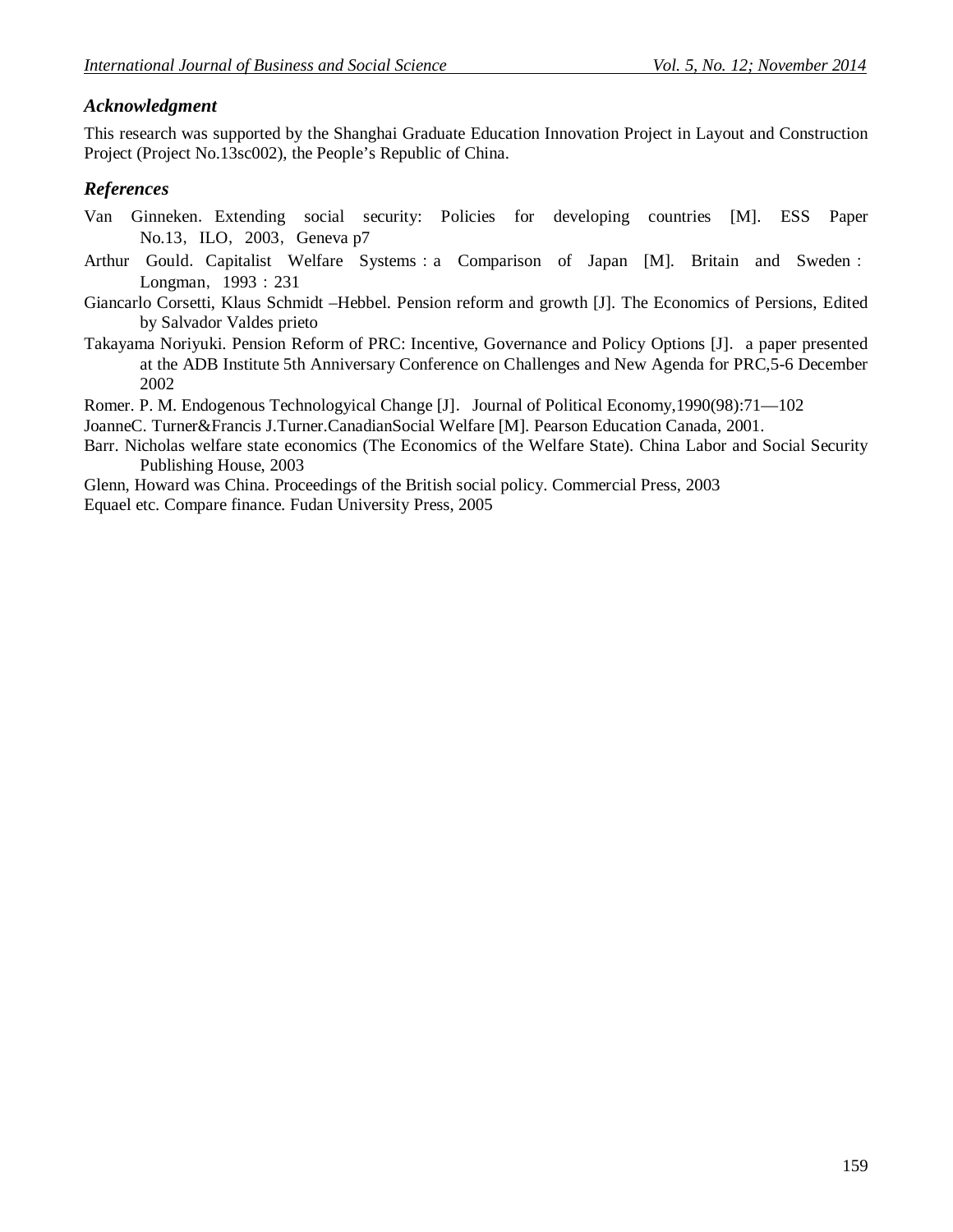## *Acknowledgment*

This research was supported by the Shanghai Graduate Education Innovation Project in Layout and Construction Project (Project No.13sc002), the People's Republic of China.

## *References*

Van Ginneken. Extending social security: Policies for developing countries [M]. ESS Paper No.13，ILO，2003，Geneva p7

Arthur Gould. Capitalist Welfare Systems : a Comparison of Japan [M]. Britain and Sweden : Longman，1993 : 231

Giancarlo Corsetti, Klaus Schmidt –Hebbel. Pension reform and growth [J]. The Economics of Persions, Edited by Salvador Valdes prieto

Takayama Noriyuki. Pension Reform of PRC: Incentive, Governance and Policy Options [J]. a paper presented at the ADB Institute 5th Anniversary Conference on Challenges and New Agenda for PRC,5-6 December 2002

Romer. P. M. Endogenous Technologyical Change [J]. Journal of Political Economy,1990(98):71—102

JoanneC. Turner&Francis J.Turner.CanadianSocial Welfare [M]. Pearson Education Canada, 2001.

Barr. Nicholas welfare state economics (The Economics of the Welfare State). China Labor and Social Security Publishing House, 2003

Glenn, Howard was China. Proceedings of the British social policy. Commercial Press, 2003

Equael etc. Compare finance. Fudan University Press, 2005